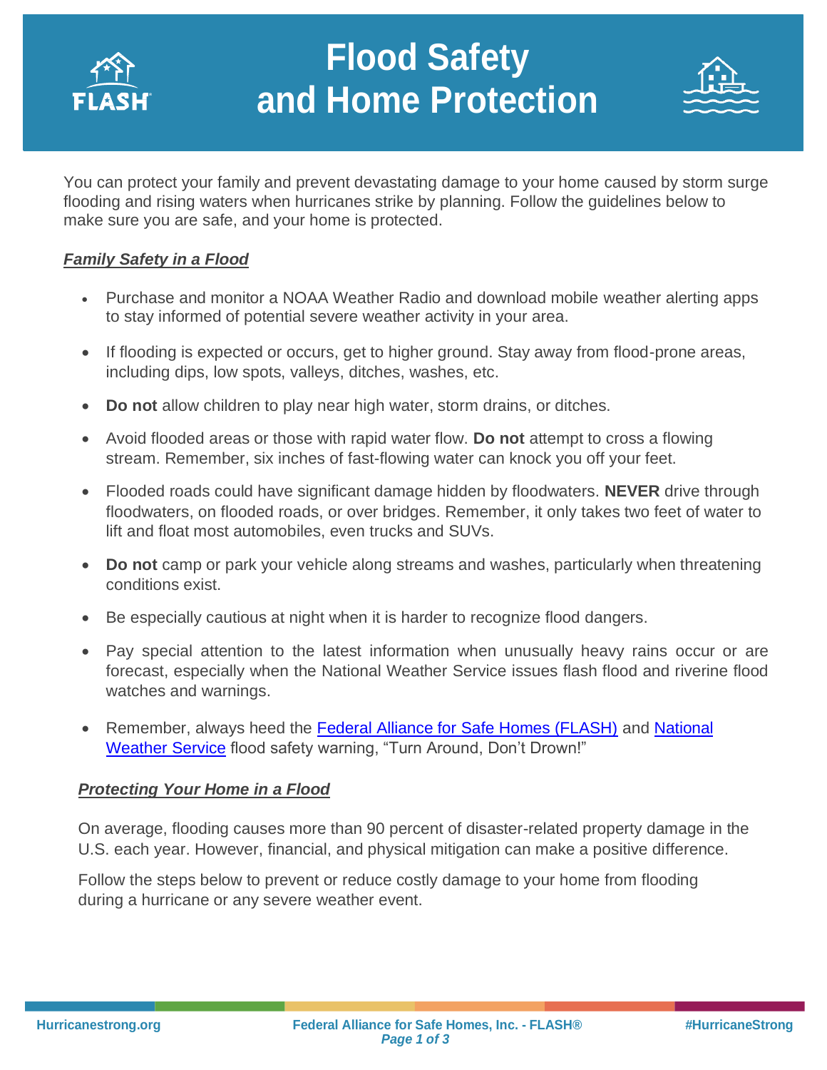# Flood Safety and Home Protection

You can protect your family and prevent devastating damage to your home caused by storm surge flooding and rising waters when hurricanes strike by planning. Follow the guidelines below to make sure you are safe, and your home is protected.

## ***Family Safety in a Flood***

- Purchase and monitor a NOAA Weather Radio and download mobile weather alerting apps to stay informed of potential severe weather activity in your area.
- If flooding is expected or occurs, get to higher ground. Stay away from flood-prone areas, including dips, low spots, valleys, ditches, washes, etc.
- **Do not** allow children to play near high water, storm drains, or ditches.
- Avoid flooded areas or those with rapid water flow. **Do not** attempt to cross a flowing stream. Remember, six inches of fast-flowing water can knock you off your feet.
- Flooded roads could have significant damage hidden by floodwaters. **NEVER** drive through floodwaters, on flooded roads, or over bridges. Remember, it only takes two feet of water to lift and float most automobiles, even trucks and SUVs.
- **Do not** camp or park your vehicle along streams and washes, particularly when threatening conditions exist.
- Be especially cautious at night when it is harder to recognize flood dangers.
- Pay special attention to the latest information when unusually heavy rains occur or are forecast, especially when the National Weather Service issues flash flood and riverine flood watches and warnings.
- Remember, always heed the [Federal Alliance for Safe Homes (FLASH)] and [National Weather Service] flood safety warning, "Turn Around, Don't Drown!"

## ***Protecting Your Home in a Flood***

On average, flooding causes more than 90 percent of disaster-related property damage in the U.S. each year. However, financial, and physical mitigation can make a positive difference.

Follow the steps below to prevent or reduce costly damage to your home from flooding during a hurricane or any severe weather event.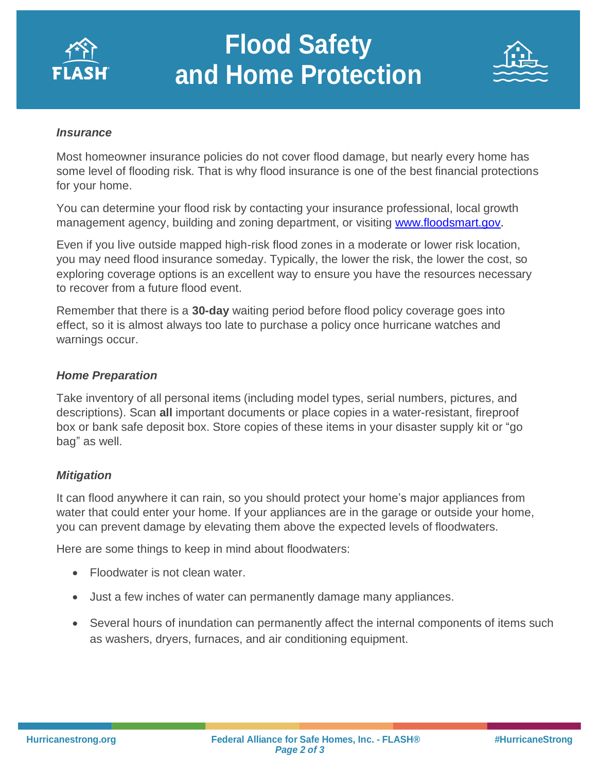# Flood Safety and Home Protection

### *Insurance*

Most homeowner insurance policies do not cover flood damage, but nearly every home has some level of flooding risk. That is why flood insurance is one of the best financial protections for your home.

You can determine your flood risk by contacting your insurance professional, local growth management agency, building and zoning department, or visiting [www.floodsmart.gov](http://www.floodsmart.gov).

Even if you live outside mapped high-risk flood zones in a moderate or lower risk location, you may need flood insurance someday. Typically, the lower the risk, the lower the cost, so exploring coverage options is an excellent way to ensure you have the resources necessary to recover from a future flood event.

Remember that there is a **30-day** waiting period before flood policy coverage goes into effect, so it is almost always too late to purchase a policy once hurricane watches and warnings occur.

### *Home Preparation*

Take inventory of all personal items (including model types, serial numbers, pictures, and descriptions). Scan **all** important documents or place copies in a water-resistant, fireproof box or bank safe deposit box. Store copies of these items in your disaster supply kit or "go bag" as well.

### *Mitigation*

It can flood anywhere it can rain, so you should protect your home's major appliances from water that could enter your home. If your appliances are in the garage or outside your home, you can prevent damage by elevating them above the expected levels of floodwaters.

Here are some things to keep in mind about floodwaters:

- Floodwater is not clean water.
- Just a few inches of water can permanently damage many appliances.
- Several hours of inundation can permanently affect the internal components of items such as washers, dryers, furnaces, and air conditioning equipment.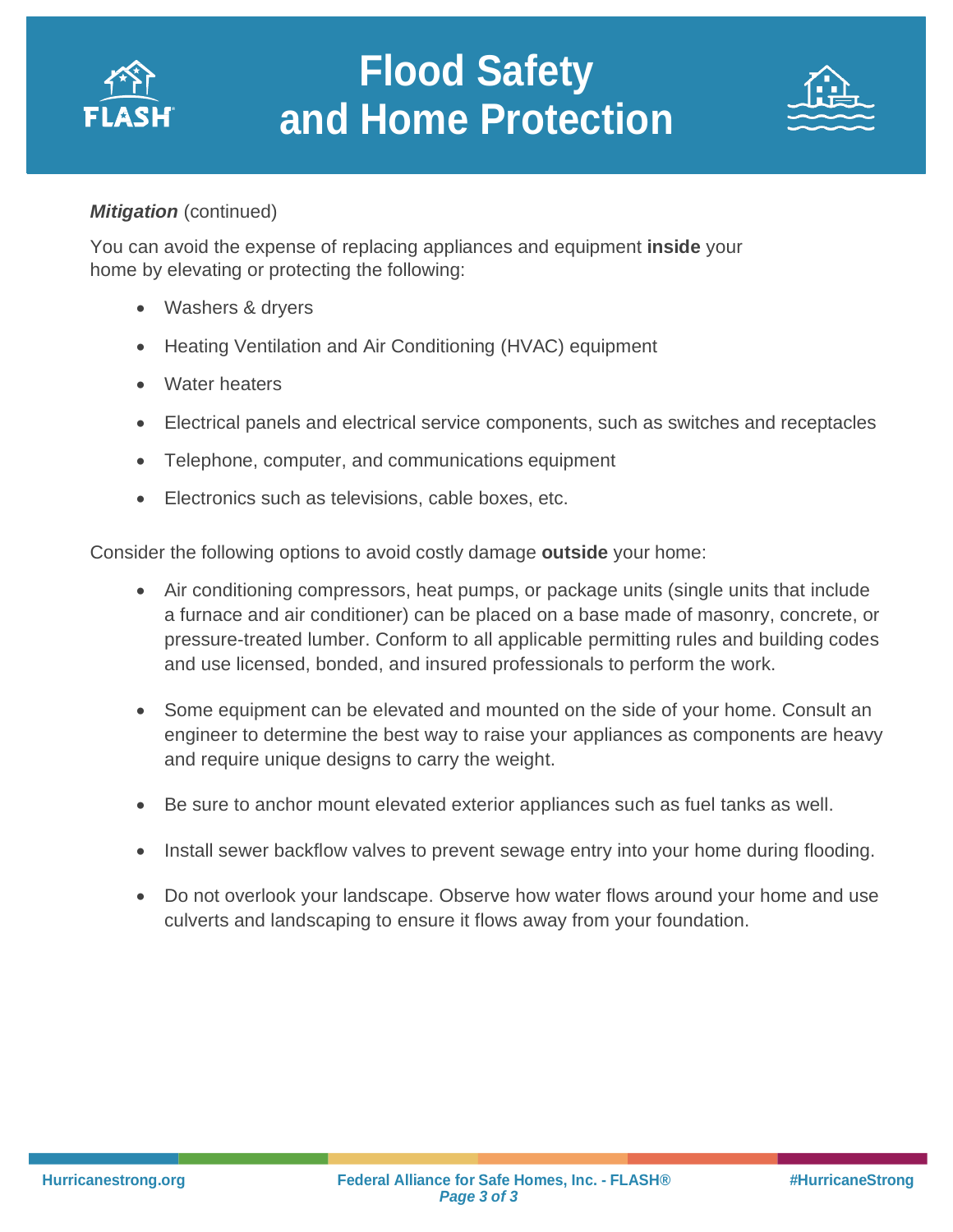# Flood Safety and Home Protection

***Mitigation*** (continued)

You can avoid the expense of replacing appliances and equipment **inside** your home by elevating or protecting the following:

- Washers & dryers
- Heating Ventilation and Air Conditioning (HVAC) equipment
- Water heaters
- Electrical panels and electrical service components, such as switches and receptacles
- Telephone, computer, and communications equipment
- Electronics such as televisions, cable boxes, etc.

Consider the following options to avoid costly damage **outside** your home:

- Air conditioning compressors, heat pumps, or package units (single units that include a furnace and air conditioner) can be placed on a base made of masonry, concrete, or pressure-treated lumber. Conform to all applicable permitting rules and building codes and use licensed, bonded, and insured professionals to perform the work.
- Some equipment can be elevated and mounted on the side of your home. Consult an engineer to determine the best way to raise your appliances as components are heavy and require unique designs to carry the weight.
- Be sure to anchor mount elevated exterior appliances such as fuel tanks as well.
- Install sewer backflow valves to prevent sewage entry into your home during flooding.
- Do not overlook your landscape. Observe how water flows around your home and use culverts and landscaping to ensure it flows away from your foundation.